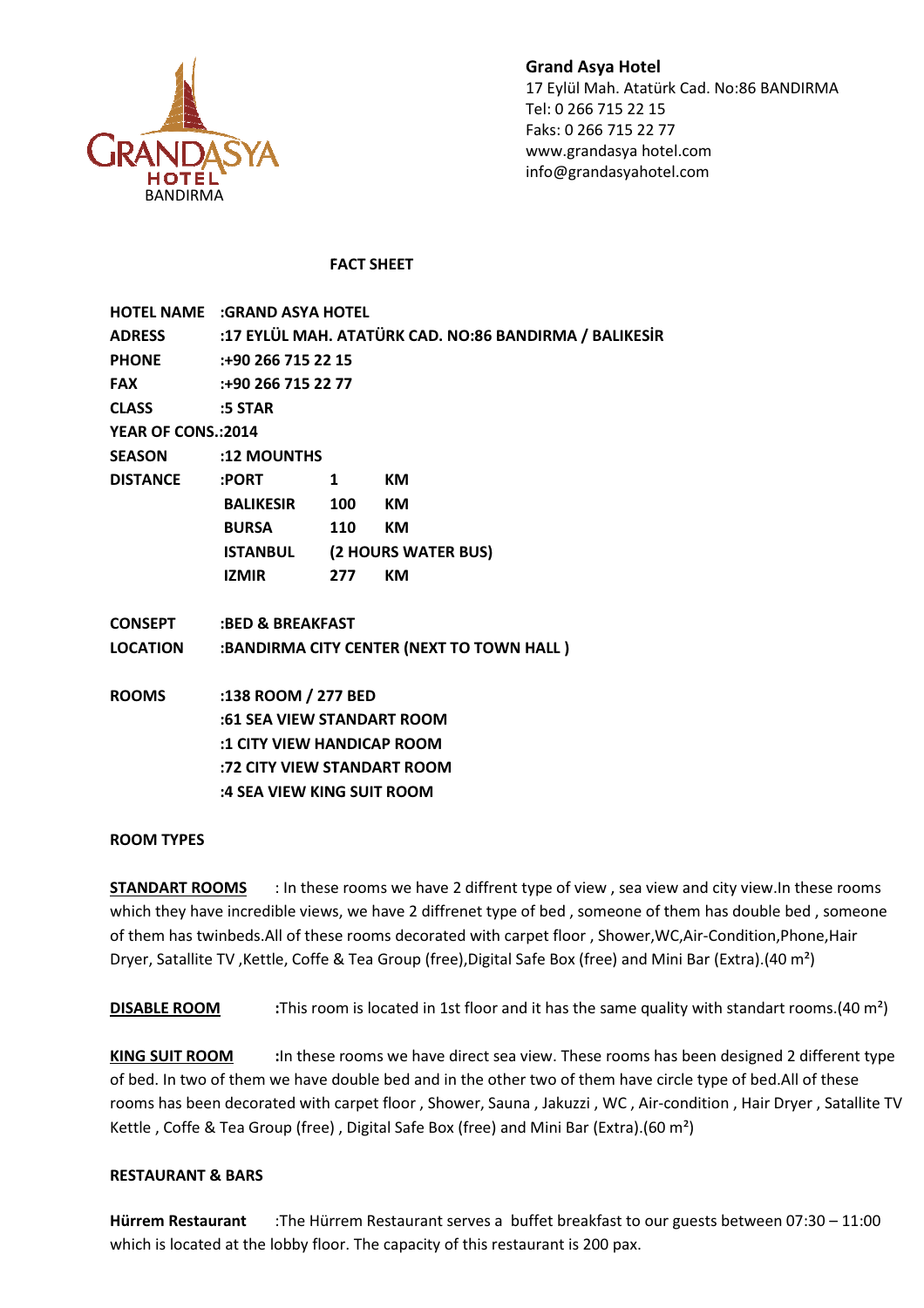GRANDASYA HOTEL BANDIRMA

**Grand Asya Hotel**
17 Eylül Mah. Atatürk Cad. No:86 BANDIRMA
Tel: 0 266 715 22 15
Faks: 0 266 715 22 77
www.grandasya hotel.com
info@grandasyahotel.com

# FACT SHEET

| | | | |
|---|---|---|---|
| **HOTEL NAME** | **:GRAND ASYA HOTEL** | | |
| **ADRESS** | **:17 EYLÜL MAH. ATATÜRK CAD. NO:86 BANDIRMA / BALIKESİR** | | |
| **PHONE** | **:+90 266 715 22 15** | | |
| **FAX** | **:+90 266 715 22 77** | | |
| **CLASS** | **:5 STAR** | | |
| **YEAR OF CONS.** | **:2014** | | |
| **SEASON** | **:12 MOUNTHS** | | |
| **DISTANCE** | **:PORT** | **1** | **KM** |
| | **BALIKESIR** | **100** | **KM** |
| | **BURSA** | **110** | **KM** |
| | **ISTANBUL** | **(2 HOURS WATER BUS)** | |
| | **IZMIR** | **277** | **KM** |

**CONSEPT** **:BED & BREAKFAST**

**LOCATION** **:BANDIRMA CITY CENTER (NEXT TO TOWN HALL )**

**ROOMS** **:138 ROOM / 277 BED**
**:61 SEA VIEW STANDART ROOM**
**:1 CITY VIEW HANDICAP ROOM**
**:72 CITY VIEW STANDART ROOM**
**:4 SEA VIEW KING SUIT ROOM**

## ROOM TYPES

**STANDART ROOMS** : In these rooms we have 2 diffrent type of view , sea view and city view.In these rooms which they have incredible views, we have 2 diffrenet type of bed , someone of them has double bed , someone of them has twinbeds.All of these rooms decorated with carpet floor , Shower,WC,Air-Condition,Phone,Hair Dryer, Satallite TV ,Kettle, Coffe & Tea Group (free),Digital Safe Box (free) and Mini Bar (Extra).(40 m²)

**DISABLE ROOM** **:**This room is located in 1st floor and it has the same quality with standart rooms.(40 m²)

**KING SUIT ROOM** **:**In these rooms we have direct sea view. These rooms has been designed 2 different type of bed. In two of them we have double bed and in the other two of them have circle type of bed.All of these rooms has been decorated with carpet floor , Shower, Sauna , Jakuzzi , WC , Air-condition , Hair Dryer , Satallite TV Kettle , Coffe & Tea Group (free) , Digital Safe Box (free) and Mini Bar (Extra).(60 m²)

## RESTAURANT & BARS

**Hürrem Restaurant** :The Hürrem Restaurant serves a buffet breakfast to our guests between 07:30 – 11:00 which is located at the lobby floor. The capacity of this restaurant is 200 pax.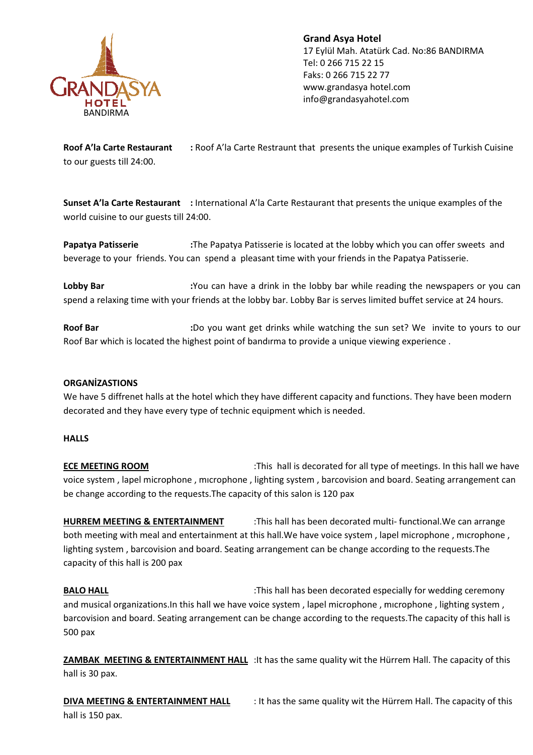**Grand Asya Hotel**
17 Eylül Mah. Atatürk Cad. No:86 BANDIRMA
Tel: 0 266 715 22 15
Faks: 0 266 715 22 77
www.grandasya hotel.com
info@grandasyahotel.com

GRANDASYA HOTEL BANDIRMA

**Roof A'la Carte Restaurant** **:** Roof A'la Carte Restraunt that presents the unique examples of Turkish Cuisine to our guests till 24:00.

**Sunset A'la Carte Restaurant** **:** International A'la Carte Restaurant that presents the unique examples of the world cuisine to our guests till 24:00.

**Papatya Patisserie** **:**The Papatya Patisserie is located at the lobby which you can offer sweets and beverage to your friends. You can spend a pleasant time with your friends in the Papatya Patisserie.

**Lobby Bar** **:**You can have a drink in the lobby bar while reading the newspapers or you can spend a relaxing time with your friends at the lobby bar. Lobby Bar is serves limited buffet service at 24 hours.

**Roof Bar** **:**Do you want get drinks while watching the sun set? We invite to yours to our Roof Bar which is located the highest point of bandırma to provide a unique viewing experience .

**ORGANİZASTIONS**

We have 5 diffrenet halls at the hotel which they have different capacity and functions. They have been modern decorated and they have every type of technic equipment which is needed.

**HALLS**

**ECE MEETING ROOM** :This hall is decorated for all type of meetings. In this hall we have voice system , lapel microphone , mıcrophone , lighting system , barcovision and board. Seating arrangement can be change according to the requests.The capacity of this salon is 120 pax

**HURREM MEETING & ENTERTAINMENT** :This hall has been decorated multi- functional.We can arrange both meeting with meal and entertainment at this hall.We have voice system , lapel microphone , mıcrophone , lighting system , barcovision and board. Seating arrangement can be change according to the requests.The capacity of this hall is 200 pax

**BALO HALL** :This hall has been decorated especially for wedding ceremony and musical organizations.In this hall we have voice system , lapel microphone , mıcrophone , lighting system , barcovision and board. Seating arrangement can be change according to the requests.The capacity of this hall is 500 pax

**ZAMBAK MEETING & ENTERTAINMENT HALL** :It has the same quality wit the Hürrem Hall. The capacity of this hall is 30 pax.

**DIVA MEETING & ENTERTAINMENT HALL** : It has the same quality wit the Hürrem Hall. The capacity of this hall is 150 pax.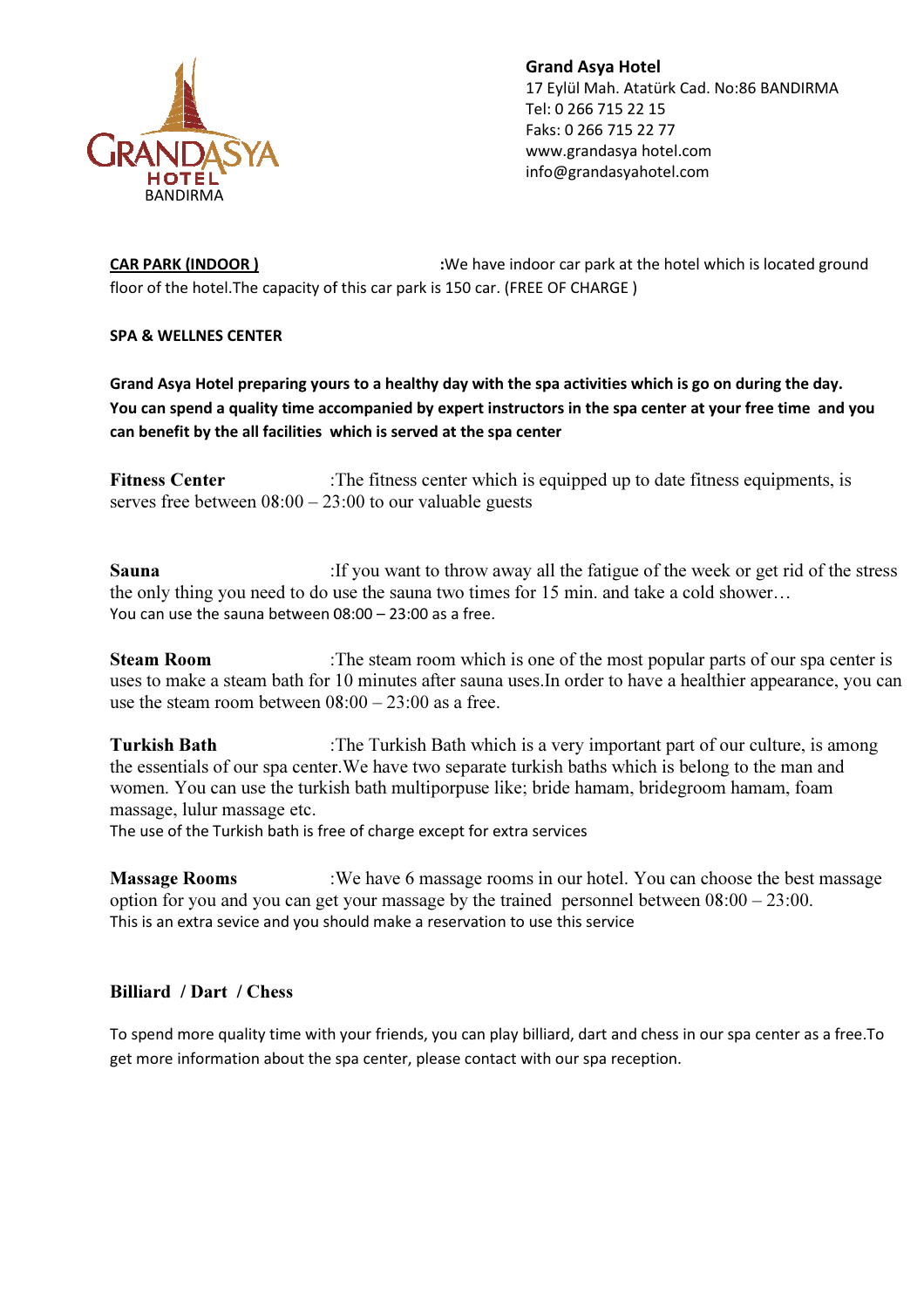**Grand Asya Hotel**
17 Eylül Mah. Atatürk Cad. No:86 BANDIRMA
Tel: 0 266 715 22 15
Faks: 0 266 715 22 77
www.grandasya hotel.com
info@grandasyahotel.com

**CAR PARK (INDOOR )** **:**We have indoor car park at the hotel which is located ground floor of the hotel.The capacity of this car park is 150 car. (FREE OF CHARGE )

**SPA & WELLNES CENTER**

**Grand Asya Hotel preparing yours to a healthy day with the spa activities which is go on during the day. You can spend a quality time accompanied by expert instructors in the spa center at your free time and you can benefit by the all facilities which is served at the spa center**

**Fitness Center** :The fitness center which is equipped up to date fitness equipments, is serves free between 08:00 – 23:00 to our valuable guests

**Sauna** :If you want to throw away all the fatigue of the week or get rid of the stress the only thing you need to do use the sauna two times for 15 min. and take a cold shower…
You can use the sauna between 08:00 – 23:00 as a free.

**Steam Room** :The steam room which is one of the most popular parts of our spa center is uses to make a steam bath for 10 minutes after sauna uses.In order to have a healthier appearance, you can use the steam room between 08:00 – 23:00 as a free.

**Turkish Bath** :The Turkish Bath which is a very important part of our culture, is among the essentials of our spa center.We have two separate turkish baths which is belong to the man and women. You can use the turkish bath multiporpuse like; bride hamam, bridegroom hamam, foam massage, lulur massage etc.
The use of the Turkish bath is free of charge except for extra services

**Massage Rooms** :We have 6 massage rooms in our hotel. You can choose the best massage option for you and you can get your massage by the trained personnel between 08:00 – 23:00.
This is an extra sevice and you should make a reservation to use this service

**Billiard / Dart / Chess**

To spend more quality time with your friends, you can play billiard, dart and chess in our spa center as a free.To get more information about the spa center, please contact with our spa reception.